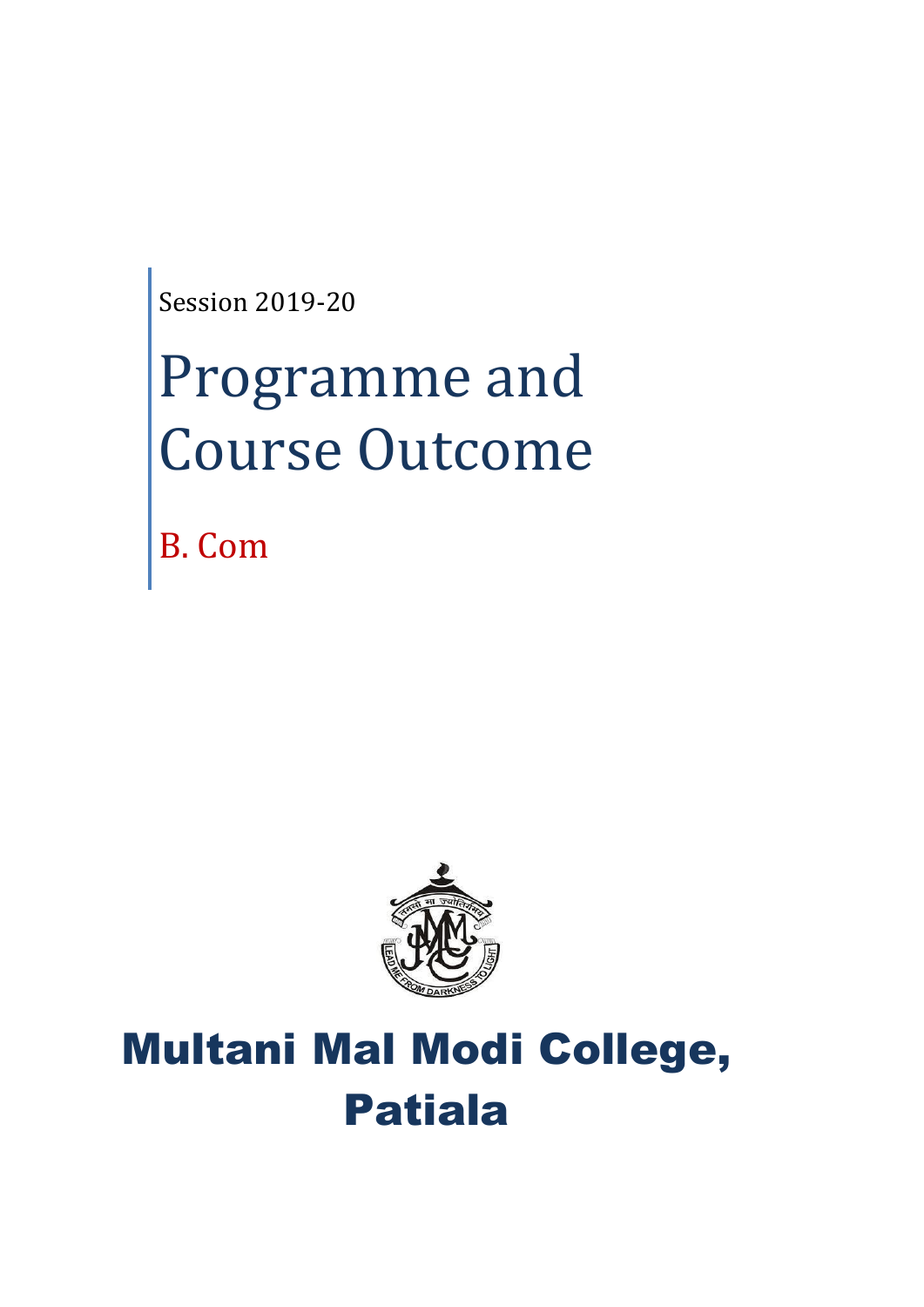Session 2019-20

# Programme and Course Outcome

B. Com

# Multani Mal Modi College, Patiala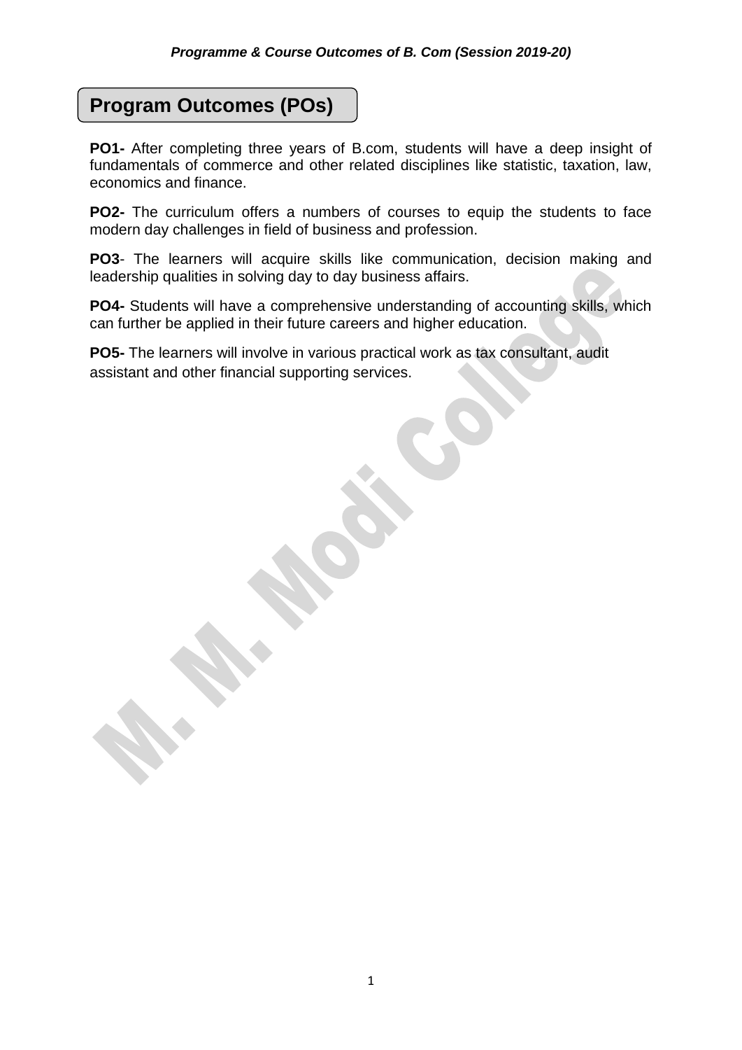# Program Outcomes (POs)

**PO1-** After completing three years of B.com, students will have a deep insight of fundamentals of commerce and other related disciplines like statistic, taxation, law, economics and finance.

**PO2-** The curriculum offers a numbers of courses to equip the students to face modern day challenges in field of business and profession.

**PO3**- The learners will acquire skills like communication, decision making and leadership qualities in solving day to day business affairs.

**PO4-** Students will have a comprehensive understanding of accounting skills, which can further be applied in their future careers and higher education.

**PO5-** The learners will involve in various practical work as tax consultant, audit assistant and other financial supporting services.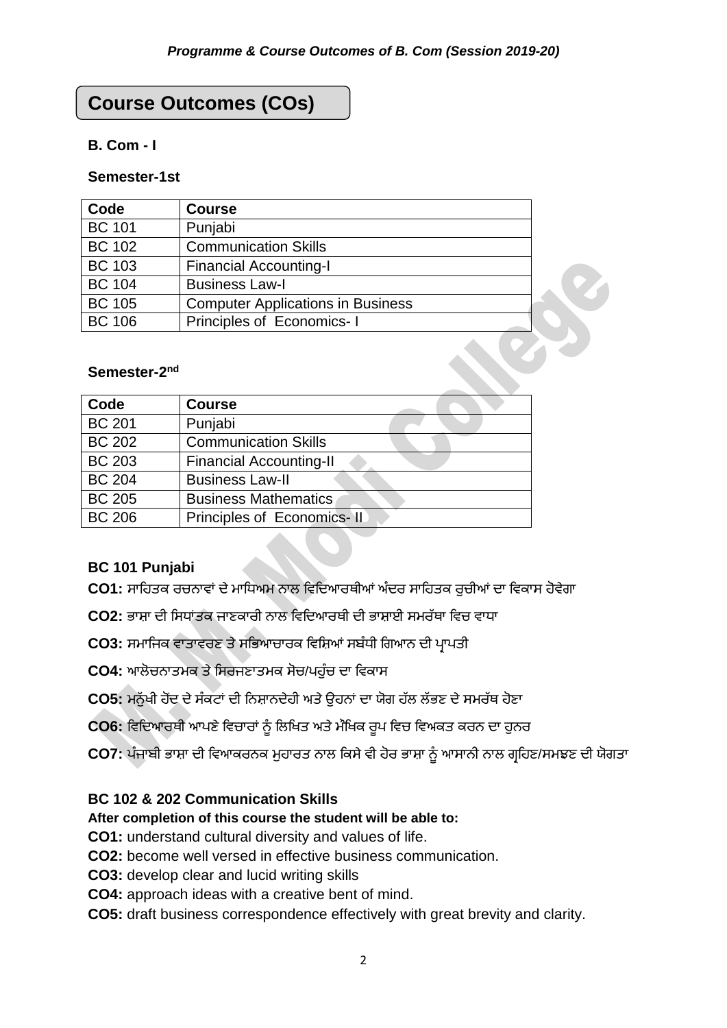## Course Outcomes (COs)

### B. Com - I

#### Semester-1st

| Code | Course |
|---|---|
| BC 101 | Punjabi |
| BC 102 | Communication Skills |
| BC 103 | Financial Accounting-I |
| BC 104 | Business Law-I |
| BC 105 | Computer Applications in Business |
| BC 106 | Principles of Economics- I |

#### Semester-2nd

| Code | Course |
|---|---|
| BC 201 | Punjabi |
| BC 202 | Communication Skills |
| BC 203 | Financial Accounting-II |
| BC 204 | Business Law-II |
| BC 205 | Business Mathematics |
| BC 206 | Principles of Economics- II |

### BC 101 Punjabi

**CO1:** ਸਾਹਿਤਕ ਰਚਨਾਵਾਂ ਦੇ ਮਾਧਿਅਮ ਨਾਲ ਵਿਦਿਆਰਥੀਆਂ ਅੰਦਰ ਸਾਹਿਤਕ ਰੁਚੀਆਂ ਦਾ ਵਿਕਾਸ ਹੋਵੇਗਾ

**CO2:** ਭਾਸ਼ਾ ਦੀ ਸਿਧਾਂਤਕ ਜਾਣਕਾਰੀ ਨਾਲ ਵਿਦਿਆਰਥੀ ਦੀ ਭਾਸ਼ਾਈ ਸਮਰੱਥਾ ਵਿਚ ਵਾਧਾ

**CO3:** ਸਮਾਜਿਕ ਵਾਤਾਵਰਣ ਤੇ ਸਭਿਆਚਾਰਕ ਵਿਸ਼ਿਆਂ ਸਬੰਧੀ ਗਿਆਨ ਦੀ ਪ੍ਰਾਪਤੀ

**CO4:** ਆਲੋਚਨਾਤਮਕ ਤੇ ਸਿਰਜਣਾਤਮਕ ਸੋਚ/ਪਹੁੰਚ ਦਾ ਵਿਕਾਸ

**CO5:** ਮਨੁੱਖੀ ਹੋਂਦ ਦੇ ਸੰਕਟਾਂ ਦੀ ਨਿਸ਼ਾਨਦੇਹੀ ਅਤੇ ਉਹਨਾਂ ਦਾ ਯੋਗ ਹੱਲ ਲੱਭਣ ਦੇ ਸਮਰੱਥ ਹੋਣਾ

**CO6:** ਵਿਦਿਆਰਥੀ ਆਪਣੇ ਵਿਚਾਰਾਂ ਨੂੰ ਲਿਖਿਤ ਅਤੇ ਮੌਖਿਕ ਰੂਪ ਵਿਚ ਵਿਅਕਤ ਕਰਨ ਦਾ ਹੁਨਰ

**CO7:** ਪੰਜਾਬੀ ਭਾਸ਼ਾ ਦੀ ਵਿਆਕਰਨਕ ਮੁਹਾਰਤ ਨਾਲ ਕਿਸੇ ਵੀ ਹੋਰ ਭਾਸ਼ਾ ਨੂੰ ਆਸਾਨੀ ਨਾਲ ਗ੍ਰਹਿਣ/ਸਮਝਣ ਦੀ ਯੋਗਤਾ

### BC 102 & 202 Communication Skills

**After completion of this course the student will be able to:**

**CO1:** understand cultural diversity and values of life.

**CO2:** become well versed in effective business communication.

**CO3:** develop clear and lucid writing skills

**CO4:** approach ideas with a creative bent of mind.

**CO5:** draft business correspondence effectively with great brevity and clarity.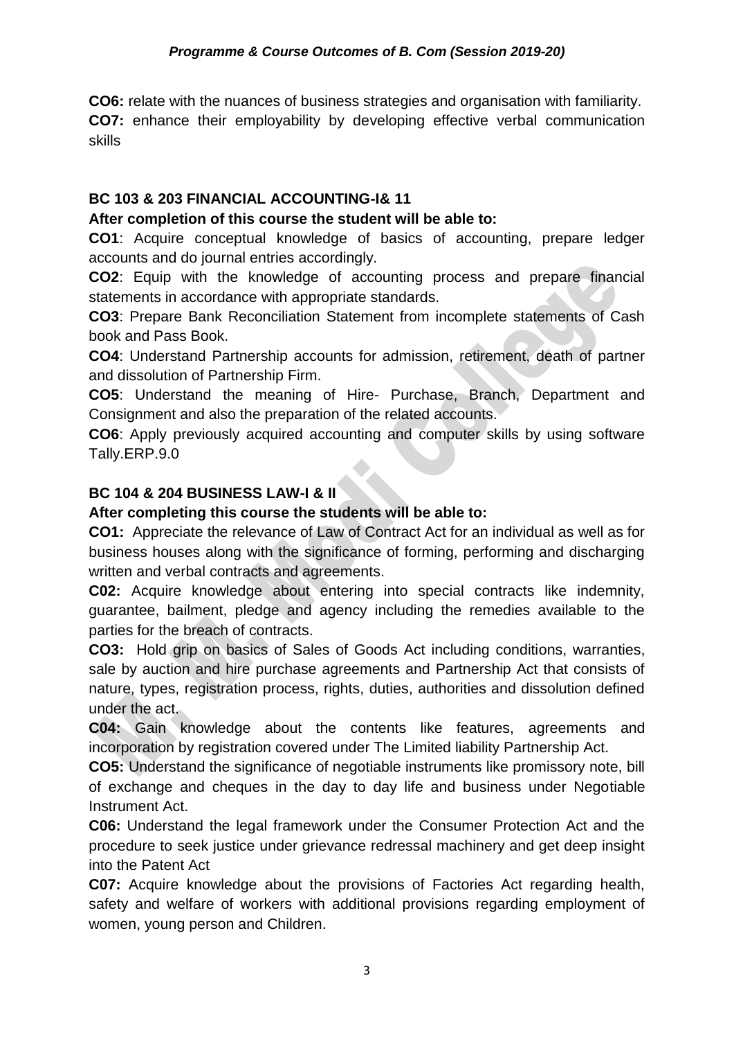**CO6:** relate with the nuances of business strategies and organisation with familiarity.

**CO7:** enhance their employability by developing effective verbal communication skills

### BC 103 & 203 FINANCIAL ACCOUNTING-I& 11

**After completion of this course the student will be able to:**

**CO1**: Acquire conceptual knowledge of basics of accounting, prepare ledger accounts and do journal entries accordingly.

**CO2**: Equip with the knowledge of accounting process and prepare financial statements in accordance with appropriate standards.

**CO3**: Prepare Bank Reconciliation Statement from incomplete statements of Cash book and Pass Book.

**CO4**: Understand Partnership accounts for admission, retirement, death of partner and dissolution of Partnership Firm.

**CO5**: Understand the meaning of Hire- Purchase, Branch, Department and Consignment and also the preparation of the related accounts.

**CO6**: Apply previously acquired accounting and computer skills by using software Tally.ERP.9.0

### BC 104 & 204 BUSINESS LAW-I & II

**After completing this course the students will be able to:**

**CO1:** Appreciate the relevance of Law of Contract Act for an individual as well as for business houses along with the significance of forming, performing and discharging written and verbal contracts and agreements.

**C02:** Acquire knowledge about entering into special contracts like indemnity, guarantee, bailment, pledge and agency including the remedies available to the parties for the breach of contracts.

**CO3:** Hold grip on basics of Sales of Goods Act including conditions, warranties, sale by auction and hire purchase agreements and Partnership Act that consists of nature, types, registration process, rights, duties, authorities and dissolution defined under the act.

**C04:** Gain knowledge about the contents like features, agreements and incorporation by registration covered under The Limited liability Partnership Act.

**CO5:** Understand the significance of negotiable instruments like promissory note, bill of exchange and cheques in the day to day life and business under Negotiable Instrument Act.

**C06:** Understand the legal framework under the Consumer Protection Act and the procedure to seek justice under grievance redressal machinery and get deep insight into the Patent Act

**C07:** Acquire knowledge about the provisions of Factories Act regarding health, safety and welfare of workers with additional provisions regarding employment of women, young person and Children.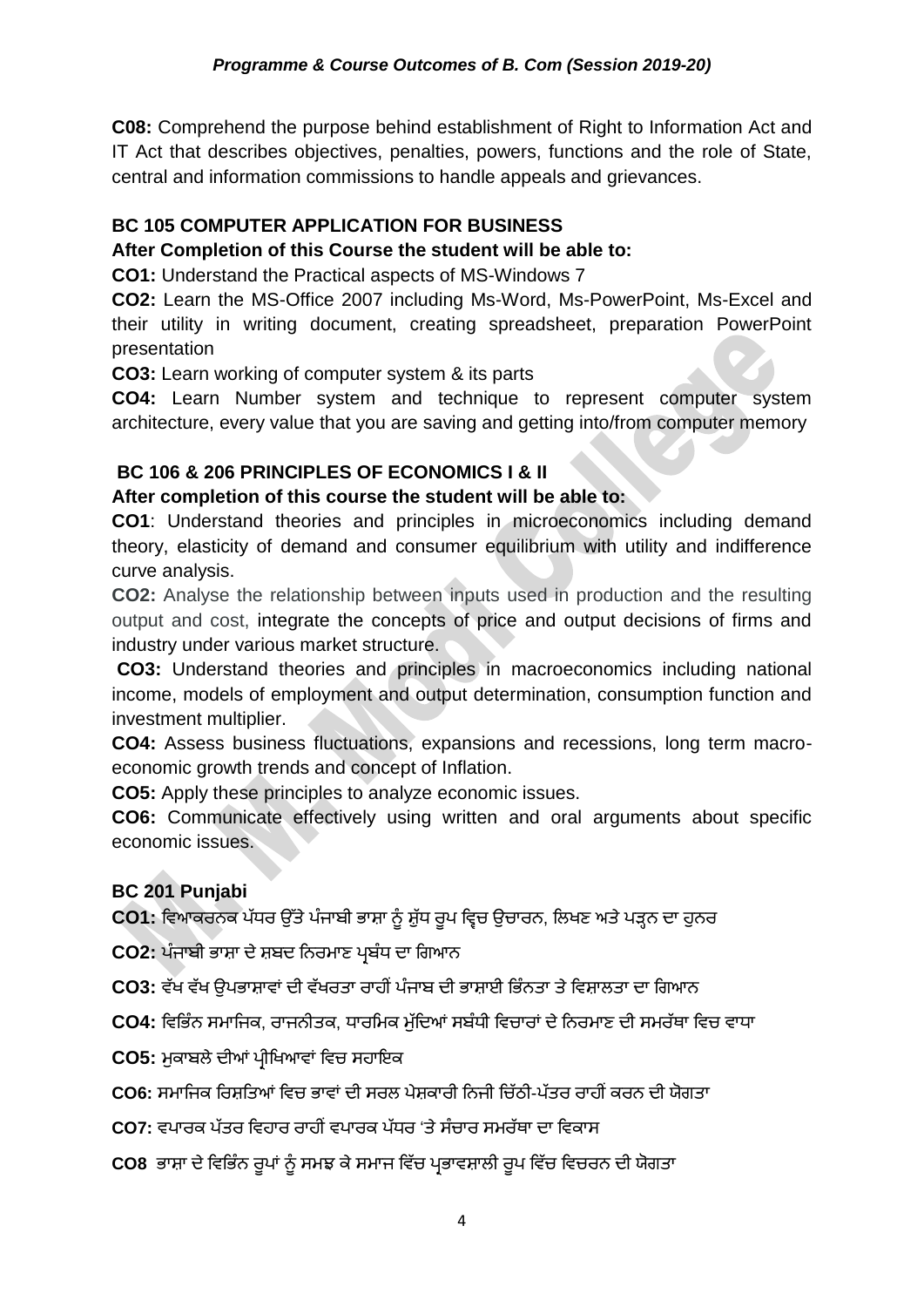**C08:** Comprehend the purpose behind establishment of Right to Information Act and IT Act that describes objectives, penalties, powers, functions and the role of State, central and information commissions to handle appeals and grievances.

### BC 105 COMPUTER APPLICATION FOR BUSINESS

**After Completion of this Course the student will be able to:**

**CO1:** Understand the Practical aspects of MS-Windows 7

**CO2:** Learn the MS-Office 2007 including Ms-Word, Ms-PowerPoint, Ms-Excel and their utility in writing document, creating spreadsheet, preparation PowerPoint presentation

**CO3:** Learn working of computer system & its parts

**CO4:** Learn Number system and technique to represent computer system architecture, every value that you are saving and getting into/from computer memory

### BC 106 & 206 PRINCIPLES OF ECONOMICS I & II

**After completion of this course the student will be able to:**

**CO1**: Understand theories and principles in microeconomics including demand theory, elasticity of demand and consumer equilibrium with utility and indifference curve analysis.

**CO2:** Analyse the relationship between inputs used in production and the resulting output and cost, integrate the concepts of price and output decisions of firms and industry under various market structure.

**CO3:** Understand theories and principles in macroeconomics including national income, models of employment and output determination, consumption function and investment multiplier.

**CO4:** Assess business fluctuations, expansions and recessions, long term macro-economic growth trends and concept of Inflation.

**CO5:** Apply these principles to analyze economic issues.

**CO6:** Communicate effectively using written and oral arguments about specific economic issues.

### BC 201 Punjabi

**CO1:** ਵਿਆਕਰਨਕ ਪੱਧਰ ਉੱਤੇ ਪੰਜਾਬੀ ਭਾਸ਼ਾ ਨੂੰ ਸ਼ੁੱਧ ਰੂਪ ਵ੍ਰਿਚ ਉਚਾਰਨ, ਲਿਖਣ ਅਤੇ ਪੜ੍ਹਨ ਦਾ ਹੁਨਰ

**CO2:** ਪੰਜਾਬੀ ਭਾਸ਼ਾ ਦੇ ਸ਼ਬਦ ਨਿਰਮਾਣ ਪ੍ਰਬੰਧ ਦਾ ਗਿਆਨ

**CO3:** ਵੱਖ ਵੱਖ ਉਪਭਾਸ਼ਾਵਾਂ ਦੀ ਵੱਖਰਤਾ ਰਾਹੀਂ ਪੰਜਾਬ ਦੀ ਭਾਸ਼ਾਈ ਭਿੰਨਤਾ ਤੇ ਵਿਸ਼ਾਲਤਾ ਦਾ ਗਿਆਨ

**CO4:** ਵਿਭਿੰਨ ਸਮਾਜਿਕ, ਰਾਜਨੀਤਕ, ਧਾਰਮਿਕ ਮੁੱਦਿਆਂ ਸਬੰਧੀ ਵਿਚਾਰਾਂ ਦੇ ਨਿਰਮਾਣ ਦੀ ਸਮਰੱਥਾ ਵਿਚ ਵਾਧਾ

**CO5:** ਮੁਕਾਬਲੇ ਦੀਆਂ ਪ੍ਰੀਖਿਆਵਾਂ ਵਿਚ ਸਹਾਇਕ

**CO6:** ਸਮਾਜਿਕ ਰਿਸ਼ਤਿਆਂ ਵਿਚ ਭਾਵਾਂ ਦੀ ਸਰਲ ਪੇਸ਼ਕਾਰੀ ਨਿਜੀ ਚਿੱਠੀ-ਪੱਤਰ ਰਾਹੀਂ ਕਰਨ ਦੀ ਯੋਗਤਾ

**CO7:** ਵਪਾਰਕ ਪੱਤਰ ਵਿਹਾਰ ਰਾਹੀਂ ਵਪਾਰਕ ਪੱਧਰ 'ਤੇ ਸੰਚਾਰ ਸਮਰੱਥਾ ਦਾ ਵਿਕਾਸ

**CO8** ਭਾਸ਼ਾ ਦੇ ਵਿਭਿੰਨ ਰੂਪਾਂ ਨੂੰ ਸਮਝ ਕੇ ਸਮਾਜ ਵਿੱਚ ਪ੍ਰਭਾਵਸ਼ਾਲੀ ਰੂਪ ਵਿੱਚ ਵਿਚਰਨ ਦੀ ਯੋਗਤਾ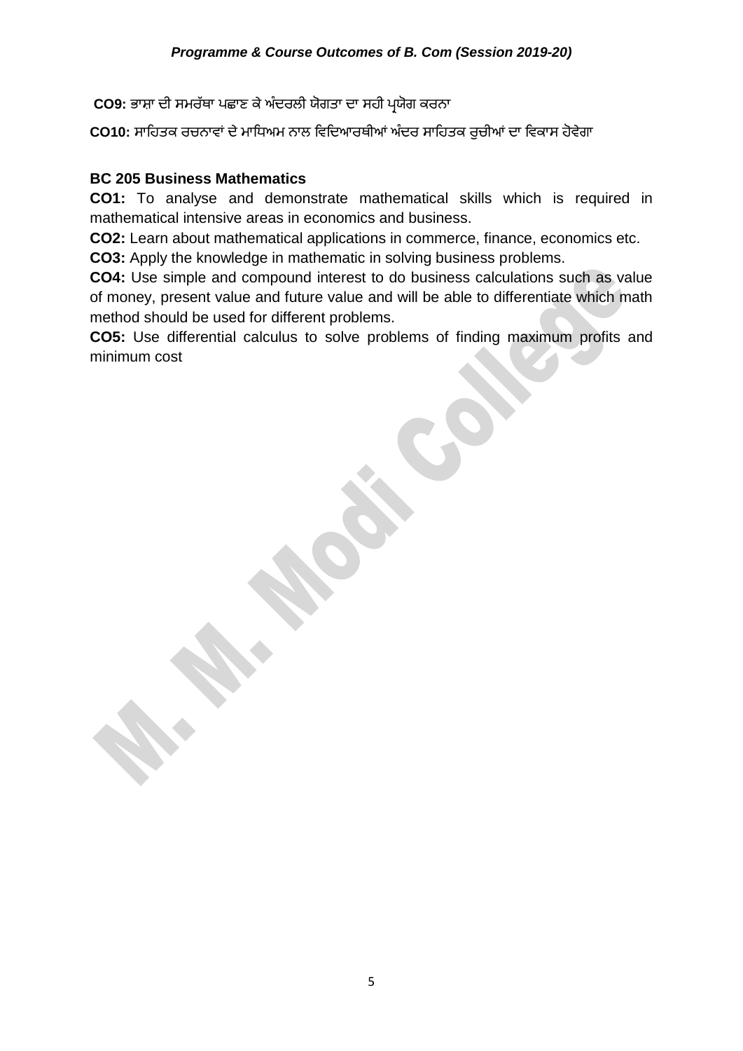**CO9:** ਭਾਸ਼ਾ ਦੀ ਸਮਰੱਥਾ ਪਛਾਣ ਕੇ ਅੰਦਰਲੀ ਯੋਗਤਾ ਦਾ ਸਹੀ ਪ੍ਰਯੋਗ ਕਰਨਾ

**CO10:** ਸਾਹਿਤਕ ਰਚਨਾਵਾਂ ਦੇ ਮਾਧਿਅਮ ਨਾਲ ਵਿਦਿਆਰਥੀਆਂ ਅੰਦਰ ਸਾਹਿਤਕ ਰੁਚੀਆਂ ਦਾ ਵਿਕਾਸ ਹੋਵੇਗਾ

### BC 205 Business Mathematics

**CO1:** To analyse and demonstrate mathematical skills which is required in mathematical intensive areas in economics and business.

**CO2:** Learn about mathematical applications in commerce, finance, economics etc.

**CO3:** Apply the knowledge in mathematic in solving business problems.

**CO4:** Use simple and compound interest to do business calculations such as value of money, present value and future value and will be able to differentiate which math method should be used for different problems.

**CO5:** Use differential calculus to solve problems of finding maximum profits and minimum cost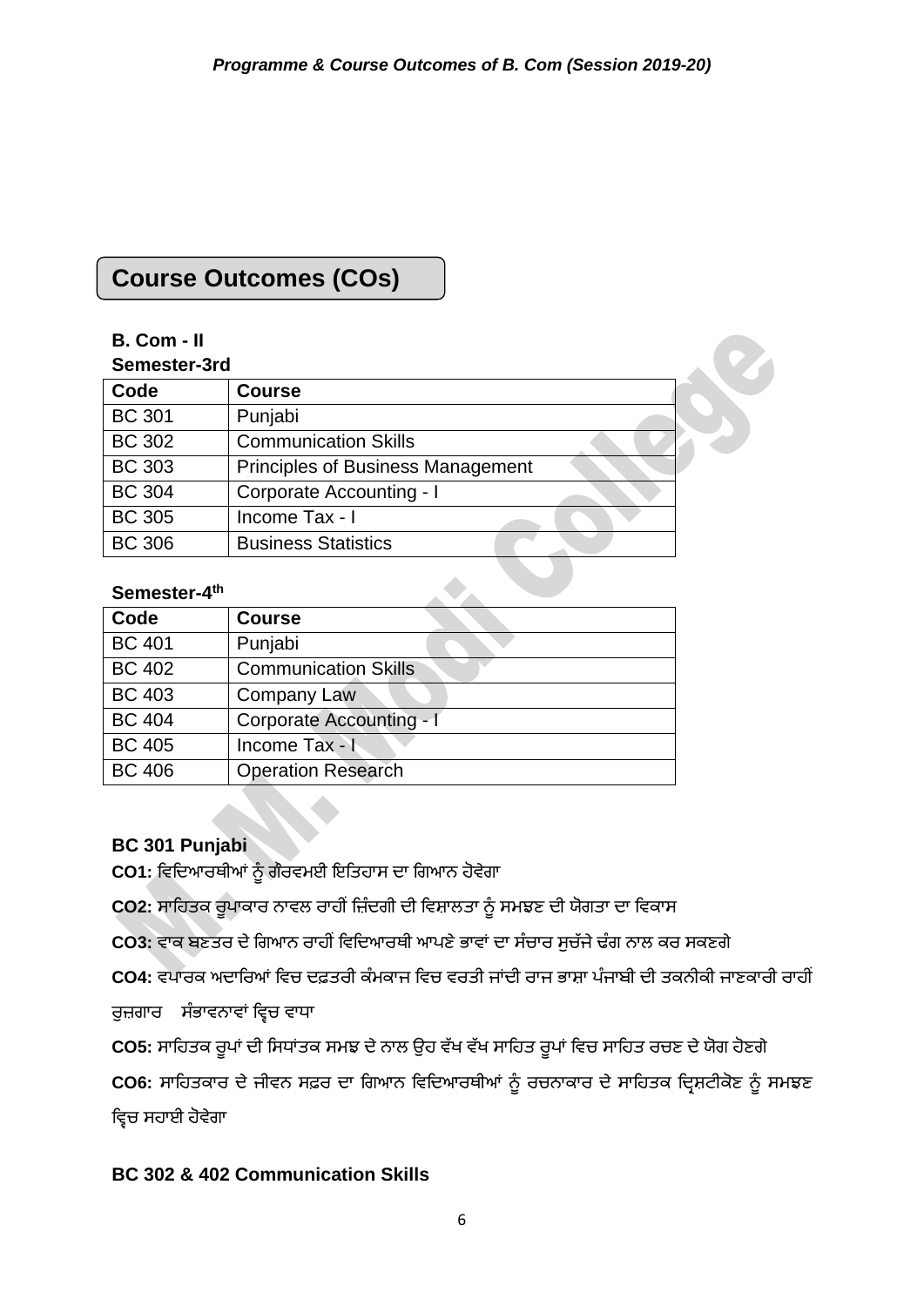## Course Outcomes (COs)

**B. Com - II**

**Semester-3rd**

| Code | Course |
|---|---|
| BC 301 | Punjabi |
| BC 302 | Communication Skills |
| BC 303 | Principles of Business Management |
| BC 304 | Corporate Accounting - I |
| BC 305 | Income Tax - I |
| BC 306 | Business Statistics |

**Semester-4th**

| Code | Course |
|---|---|
| BC 401 | Punjabi |
| BC 402 | Communication Skills |
| BC 403 | Company Law |
| BC 404 | Corporate Accounting - I |
| BC 405 | Income Tax - I |
| BC 406 | Operation Research |

### BC 301 Punjabi

**CO1:** ਵਿਦਿਆਰਥੀਆਂ ਨੂੰ ਗੌਰਵਮਈ ਇਤਿਹਾਸ ਦਾ ਗਿਆਨ ਹੋਵੇਗਾ

**CO2:** ਸਾਹਿਤਕ ਰੂਪਾਕਾਰ ਨਾਵਲ ਰਾਹੀਂ ਜ਼ਿੰਦਗੀ ਦੀ ਵਿਸ਼ਾਲਤਾ ਨੂੰ ਸਮਝਣ ਦੀ ਯੋਗਤਾ ਦਾ ਵਿਕਾਸ

**CO3:** ਵਾਕ ਬਣਤਰ ਦੇ ਗਿਆਨ ਰਾਹੀਂ ਵਿਦਿਆਰਥੀ ਆਪਣੇ ਭਾਵਾਂ ਦਾ ਸੰਚਾਰ ਸੁਚੱਜੇ ਢੰਗ ਨਾਲ ਕਰ ਸਕਣਗੇ

**CO4:** ਵਪਾਰਕ ਅਦਾਰਿਆਂ ਵਿਚ ਦਫ਼ਤਰੀ ਕੰਮਕਾਜ ਵਿਚ ਵਰਤੀ ਜਾਂਦੀ ਰਾਜ ਭਾਸ਼ਾ ਪੰਜਾਬੀ ਦੀ ਤਕਨੀਕੀ ਜਾਣਕਾਰੀ ਰਾਹੀਂ ਰੁਜ਼ਗਾਰ ਸੰਭਾਵਨਾਵਾਂ ਵ੍ਰਿਚ ਵਾਧਾ

**CO5:** ਸਾਹਿਤਕ ਰੂਪਾਂ ਦੀ ਸਿਧਾਂਤਕ ਸਮਝ ਦੇ ਨਾਲ ਉਹ ਵੱਖ ਵੱਖ ਸਾਹਿਤ ਰੂਪਾਂ ਵਿਚ ਸਾਹਿਤ ਰਚਣ ਦੇ ਯੋਗ ਹੋਣਗੇ

**CO6:** ਸਾਹਿਤਕਾਰ ਦੇ ਜੀਵਨ ਸਫ਼ਰ ਦਾ ਗਿਆਨ ਵਿਦਿਆਰਥੀਆਂ ਨੂੰ ਰਚਨਾਕਾਰ ਦੇ ਸਾਹਿਤਕ ਦ੍ਰਿਸ਼ਟੀਕੋਣ ਨੂੰ ਸਮਝਣ ਵ੍ਰਿਚ ਸਹਾਈ ਹੋਵੇਗਾ

### BC 302 & 402 Communication Skills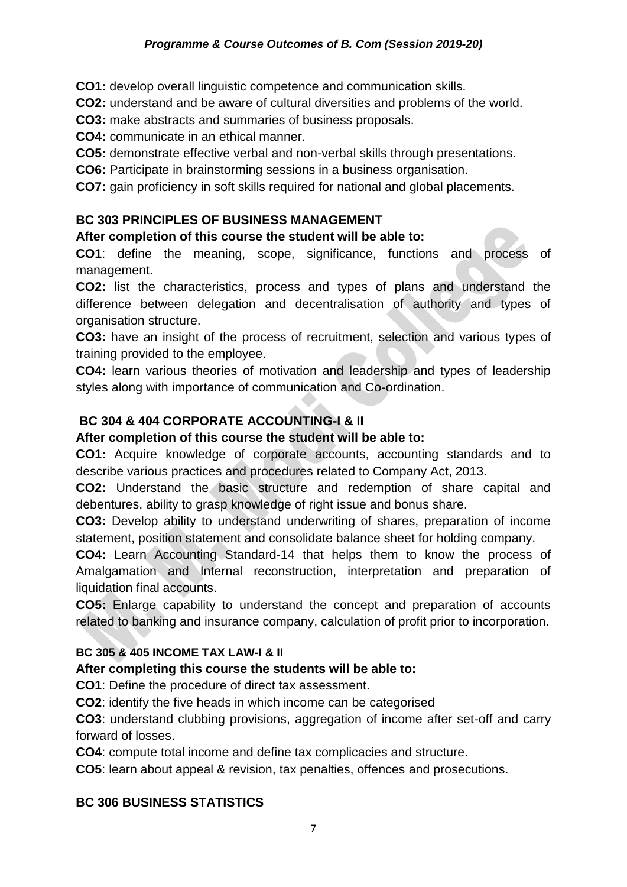**CO1:** develop overall linguistic competence and communication skills.

**CO2:** understand and be aware of cultural diversities and problems of the world.

**CO3:** make abstracts and summaries of business proposals.

**CO4:** communicate in an ethical manner.

**CO5:** demonstrate effective verbal and non-verbal skills through presentations.

**CO6:** Participate in brainstorming sessions in a business organisation.

**CO7:** gain proficiency in soft skills required for national and global placements.

### BC 303 PRINCIPLES OF BUSINESS MANAGEMENT

**After completion of this course the student will be able to:**

**CO1**: define the meaning, scope, significance, functions and process of management.

**CO2:** list the characteristics, process and types of plans and understand the difference between delegation and decentralisation of authority and types of organisation structure.

**CO3:** have an insight of the process of recruitment, selection and various types of training provided to the employee.

**CO4:** learn various theories of motivation and leadership and types of leadership styles along with importance of communication and Co-ordination.

### BC 304 & 404 CORPORATE ACCOUNTING-I & II

**After completion of this course the student will be able to:**

**CO1:** Acquire knowledge of corporate accounts, accounting standards and to describe various practices and procedures related to Company Act, 2013.

**CO2:** Understand the basic structure and redemption of share capital and debentures, ability to grasp knowledge of right issue and bonus share.

**CO3:** Develop ability to understand underwriting of shares, preparation of income statement, position statement and consolidate balance sheet for holding company.

**CO4:** Learn Accounting Standard-14 that helps them to know the process of Amalgamation and Internal reconstruction, interpretation and preparation of liquidation final accounts.

**CO5:** Enlarge capability to understand the concept and preparation of accounts related to banking and insurance company, calculation of profit prior to incorporation.

### BC 305 & 405 INCOME TAX LAW-I & II

**After completing this course the students will be able to:**

**CO1**: Define the procedure of direct tax assessment.

**CO2**: identify the five heads in which income can be categorised

**CO3**: understand clubbing provisions, aggregation of income after set-off and carry forward of losses.

**CO4**: compute total income and define tax complicacies and structure.

**CO5**: learn about appeal & revision, tax penalties, offences and prosecutions.

### BC 306 BUSINESS STATISTICS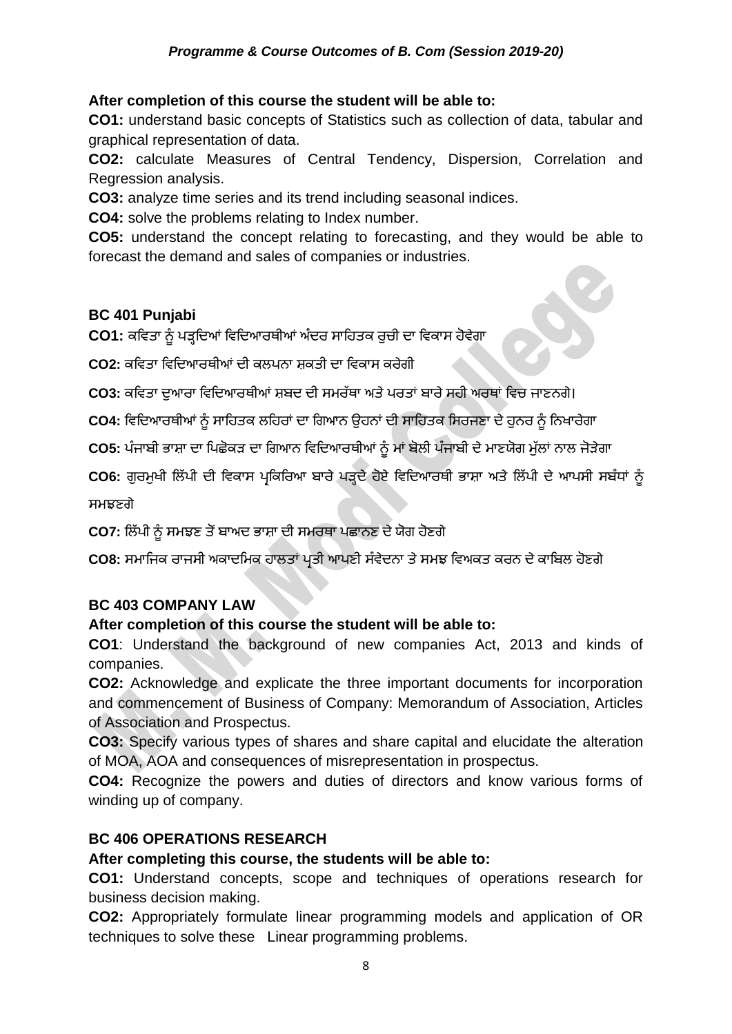**After completion of this course the student will be able to:**

**CO1:** understand basic concepts of Statistics such as collection of data, tabular and graphical representation of data.

**CO2:** calculate Measures of Central Tendency, Dispersion, Correlation and Regression analysis.

**CO3:** analyze time series and its trend including seasonal indices.

**CO4:** solve the problems relating to Index number.

**CO5:** understand the concept relating to forecasting, and they would be able to forecast the demand and sales of companies or industries.

### BC 401 Punjabi

**CO1:** ਕਵਿਤਾ ਨੂੰ ਪੜ੍ਹਦਿਆਂ ਵਿਦਿਆਰਥੀਆਂ ਅੰਦਰ ਸਾਹਿਤਕ ਰੁਚੀ ਦਾ ਵਿਕਾਸ ਹੋਵੇਗਾ

**CO2:** ਕਵਿਤਾ ਵਿਦਿਆਰਥੀਆਂ ਦੀ ਕਲਪਨਾ ਸ਼ਕਤੀ ਦਾ ਵਿਕਾਸ ਕਰੇਗੀ

**CO3:** ਕਵਿਤਾ ਦੁਆਰਾ ਵਿਦਿਆਰਥੀਆਂ ਸ਼ਬਦ ਦੀ ਸਮਰੱਥਾ ਅਤੇ ਪਰਤਾਂ ਬਾਰੇ ਸਹੀ ਅਰਥਾਂ ਵਿਚ ਜਾਣਨਗੇ।

**CO4:** ਵਿਦਿਆਰਥੀਆਂ ਨੂੰ ਸਾਹਿਤਕ ਲਹਿਰਾਂ ਦਾ ਗਿਆਨ ਉਹਨਾਂ ਦੀ ਸਾਹਿਤਕ ਸਿਰਜਣਾ ਦੇ ਹੁਨਰ ਨੂੰ ਨਿਖਾਰੇਗਾ

**CO5:** ਪੰਜਾਬੀ ਭਾਸ਼ਾ ਦਾ ਪਿਛੋਕੜ ਦਾ ਗਿਆਨ ਵਿਦਿਆਰਥੀਆਂ ਨੂੰ ਮਾਂ ਬੋਲੀ ਪੰਜਾਬੀ ਦੇ ਮਾਣਯੋਗ ਮੁੱਲਾਂ ਨਾਲ ਜੋੜੇਗਾ

**CO6:** ਗੁਰਮੁਖੀ ਲਿੱਪੀ ਦੀ ਵਿਕਾਸ ਪ੍ਰਕਿਰਿਆ ਬਾਰੇ ਪੜ੍ਹਦੇ ਹੋਏ ਵਿਦਿਆਰਥੀ ਭਾਸ਼ਾ ਅਤੇ ਲਿੱਪੀ ਦੇ ਆਪਸੀ ਸਬੰਧਾਂ ਨੂੰ ਸਮਝਣਗੇ

**CO7:** ਲਿੱਪੀ ਨੂੰ ਸਮਝਣ ਤੋਂ ਬਾਅਦ ਭਾਸ਼ਾ ਦੀ ਸਮਰਥਾ ਪਛਾਨਣ ਦੇ ਯੋਗ ਹੋਣਗੇ

**CO8:** ਸਮਾਜਿਕ ਰਾਜਸੀ ਅਕਾਦਮਿਕ ਹਾਲਤਾਂ ਪ੍ਰਤੀ ਆਪਣੀ ਸੰਵੇਦਨਾ ਤੇ ਸਮਝ ਵਿਅਕਤ ਕਰਨ ਦੇ ਕਾਬਿਲ ਹੋਣਗੇ

### BC 403 COMPANY LAW

**After completion of this course the student will be able to:**

**CO1**: Understand the background of new companies Act, 2013 and kinds of companies.

**CO2:** Acknowledge and explicate the three important documents for incorporation and commencement of Business of Company: Memorandum of Association, Articles of Association and Prospectus.

**CO3:** Specify various types of shares and share capital and elucidate the alteration of MOA, AOA and consequences of misrepresentation in prospectus.

**CO4:** Recognize the powers and duties of directors and know various forms of winding up of company.

### BC 406 OPERATIONS RESEARCH

**After completing this course, the students will be able to:**

**CO1:** Understand concepts, scope and techniques of operations research for business decision making.

**CO2:** Appropriately formulate linear programming models and application of OR techniques to solve these Linear programming problems.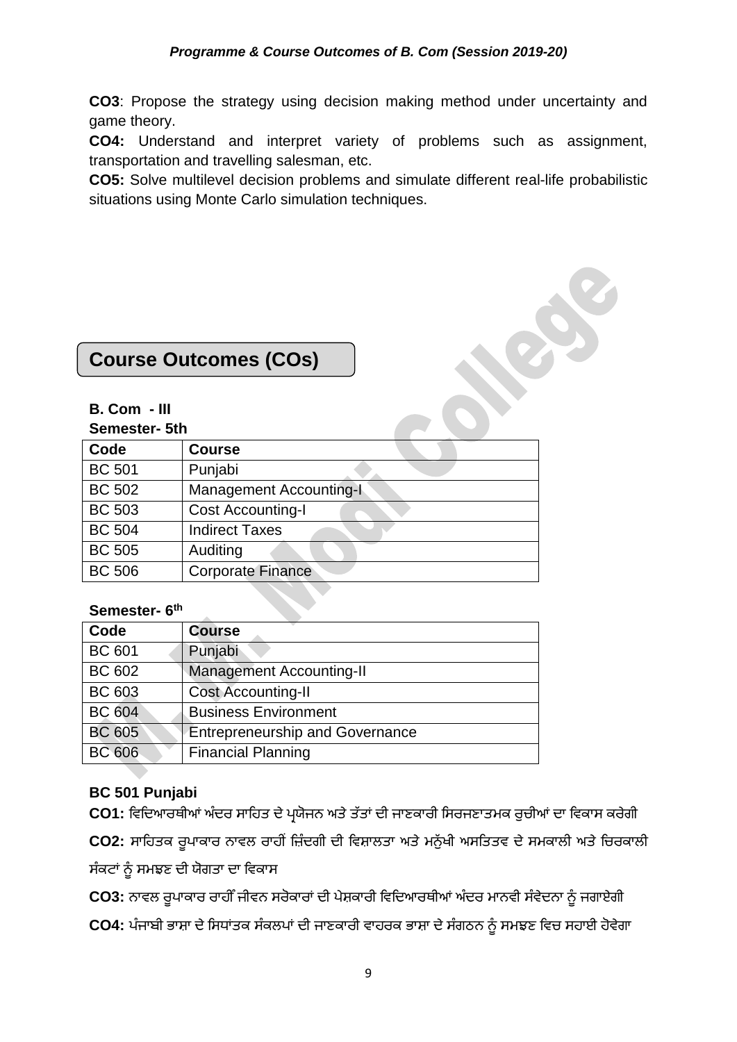**CO3**: Propose the strategy using decision making method under uncertainty and game theory.

**CO4:** Understand and interpret variety of problems such as assignment, transportation and travelling salesman, etc.

**CO5:** Solve multilevel decision problems and simulate different real-life probabilistic situations using Monte Carlo simulation techniques.

## Course Outcomes (COs)

**B. Com - III**

**Semester- 5th**

| Code | Course |
|---|---|
| BC 501 | Punjabi |
| BC 502 | Management Accounting-I |
| BC 503 | Cost Accounting-I |
| BC 504 | Indirect Taxes |
| BC 505 | Auditing |
| BC 506 | Corporate Finance |

**Semester- 6th**

| Code | Course |
|---|---|
| BC 601 | Punjabi |
| BC 602 | Management Accounting-II |
| BC 603 | Cost Accounting-II |
| BC 604 | Business Environment |
| BC 605 | Entrepreneurship and Governance |
| BC 606 | Financial Planning |

**BC 501 Punjabi**

**CO1:** ਵਿਦਿਆਰਥੀਆਂ ਅੰਦਰ ਸਾਹਿਤ ਦੇ ਪ੍ਰਯੋਜਨ ਅਤੇ ਤੱਤਾਂ ਦੀ ਜਾਣਕਾਰੀ ਸਿਰਜਣਾਤਮਕ ਰੁਚੀਆਂ ਦਾ ਵਿਕਾਸ ਕਰੇਗੀ

**CO2:** ਸਾਹਿਤਕ ਰੂਪਾਕਾਰ ਨਾਵਲ ਰਾਹੀਂ ਜ਼ਿੰਦਗੀ ਦੀ ਵਿਸ਼ਾਲਤਾ ਅਤੇ ਮਨੁੱਖੀ ਅਸਤਿਤਵ ਦੇ ਸਮਕਾਲੀ ਅਤੇ ਚਿਰਕਾਲੀ ਸੰਕਟਾਂ ਨੂੰ ਸਮਝਣ ਦੀ ਯੋਗਤਾ ਦਾ ਵਿਕਾਸ

**CO3:** ਨਾਵਲ ਰੂਪਾਕਾਰ ਰਾਹੀਂ ਜੀਵਨ ਸਰੋਕਾਰਾਂ ਦੀ ਪੇਸ਼ਕਾਰੀ ਵਿਦਿਆਰਥੀਆਂ ਅੰਦਰ ਮਾਨਵੀ ਸੰਵੇਦਨਾ ਨੂੰ ਜਗਾਏਗੀ

**CO4:** ਪੰਜਾਬੀ ਭਾਸ਼ਾ ਦੇ ਸਿਧਾਂਤਕ ਸੰਕਲਪਾਂ ਦੀ ਜਾਣਕਾਰੀ ਵਾਹਰਕ ਭਾਸ਼ਾ ਦੇ ਸੰਗਠਨ ਨੂੰ ਸਮਝਣ ਵਿਚ ਸਹਾਈ ਹੋਵੇਗਾ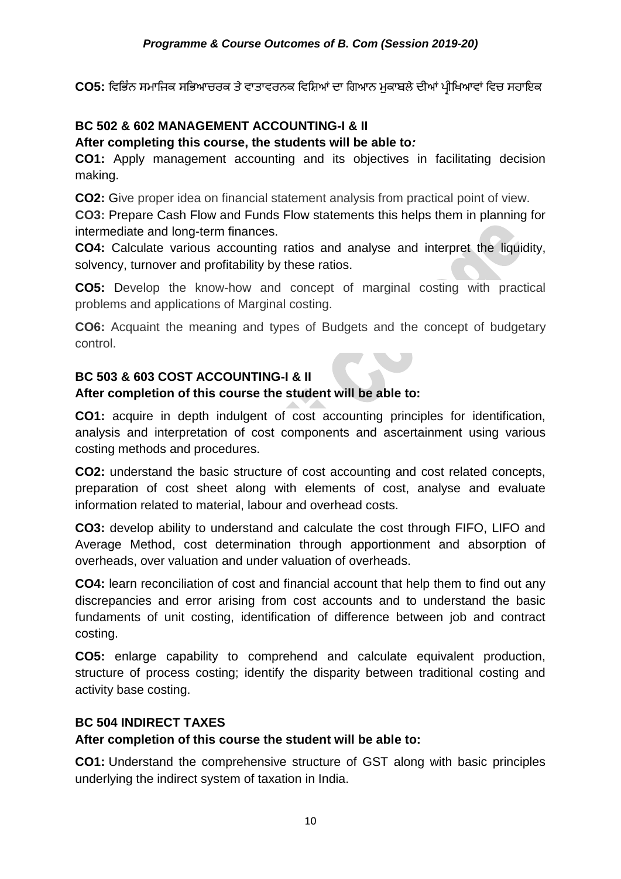**CO5:** ਵਿਭਿੰਨ ਸਮਾਜਿਕ ਸਭਿਆਚਰਕ ਤੇ ਵਾਤਾਵਰਨਕ ਵਿਸ਼ਿਆਂ ਦਾ ਗਿਆਨ ਮੁਕਾਬਲੇ ਦੀਆਂ ਪ੍ਰੀਖਿਆਵਾਂ ਵਿਚ ਸਹਾਇਕ

### BC 502 & 602 MANAGEMENT ACCOUNTING-I & II

**After completing this course, the students will be able to*:***

**CO1:** Apply management accounting and its objectives in facilitating decision making.

**CO2:** Give proper idea on financial statement analysis from practical point of view.

**CO3:** Prepare Cash Flow and Funds Flow statements this helps them in planning for intermediate and long-term finances.

**CO4:** Calculate various accounting ratios and analyse and interpret the liquidity, solvency, turnover and profitability by these ratios.

**CO5:** Develop the know-how and concept of marginal costing with practical problems and applications of Marginal costing.

**CO6:** Acquaint the meaning and types of Budgets and the concept of budgetary control.

### BC 503 & 603 COST ACCOUNTING-I & II

**After completion of this course the student will be able to:**

**CO1:** acquire in depth indulgent of cost accounting principles for identification, analysis and interpretation of cost components and ascertainment using various costing methods and procedures.

**CO2:** understand the basic structure of cost accounting and cost related concepts, preparation of cost sheet along with elements of cost, analyse and evaluate information related to material, labour and overhead costs.

**CO3:** develop ability to understand and calculate the cost through FIFO, LIFO and Average Method, cost determination through apportionment and absorption of overheads, over valuation and under valuation of overheads.

**CO4:** learn reconciliation of cost and financial account that help them to find out any discrepancies and error arising from cost accounts and to understand the basic fundaments of unit costing, identification of difference between job and contract costing.

**CO5:** enlarge capability to comprehend and calculate equivalent production, structure of process costing; identify the disparity between traditional costing and activity base costing.

### BC 504 INDIRECT TAXES

**After completion of this course the student will be able to:**

**CO1:** Understand the comprehensive structure of GST along with basic principles underlying the indirect system of taxation in India.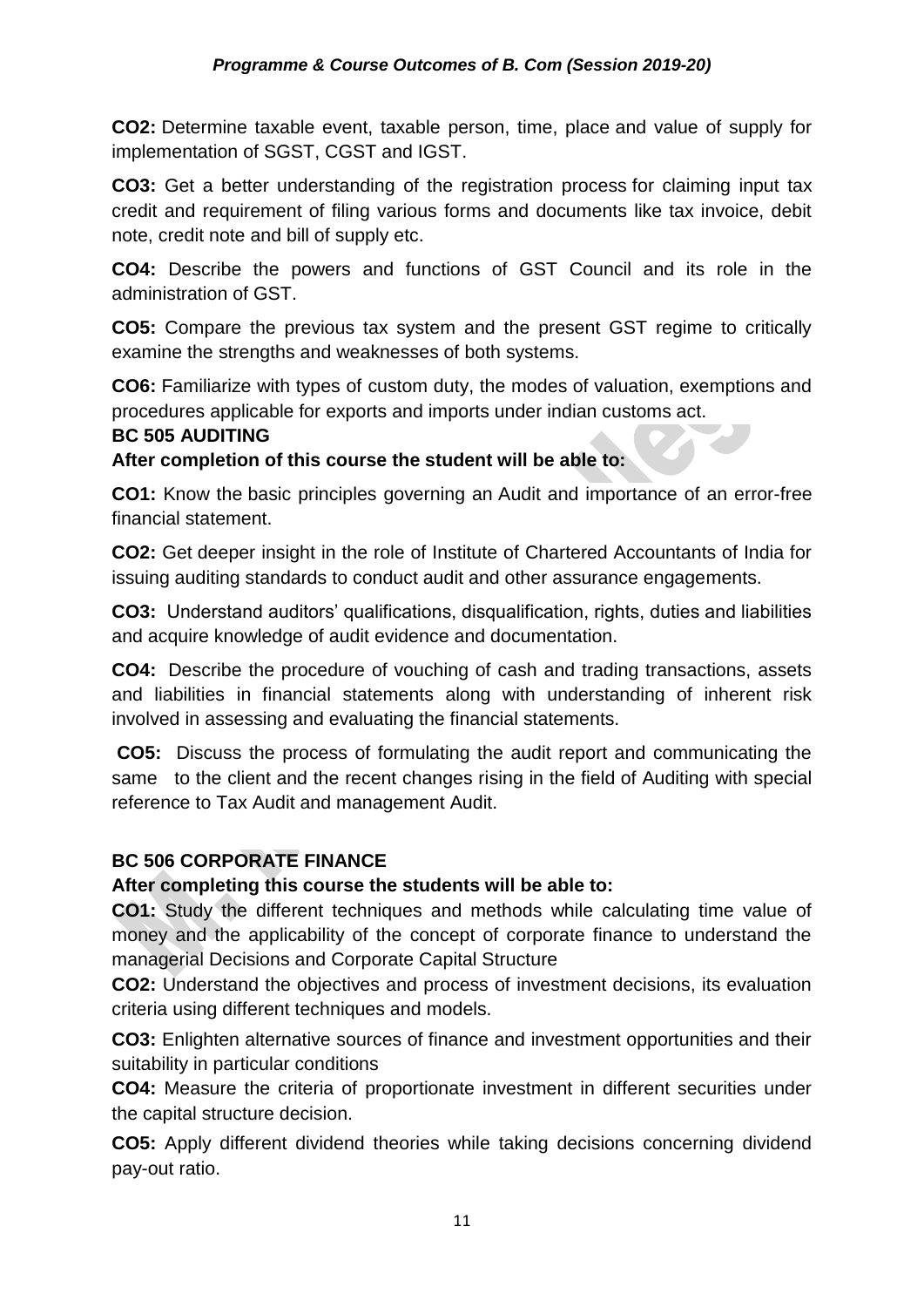**CO2:** Determine taxable event, taxable person, time, place and value of supply for implementation of SGST, CGST and IGST.

**CO3:** Get a better understanding of the registration process for claiming input tax credit and requirement of filing various forms and documents like tax invoice, debit note, credit note and bill of supply etc.

**CO4:** Describe the powers and functions of GST Council and its role in the administration of GST.

**CO5:** Compare the previous tax system and the present GST regime to critically examine the strengths and weaknesses of both systems.

**CO6:** Familiarize with types of custom duty, the modes of valuation, exemptions and procedures applicable for exports and imports under indian customs act.

**BC 505 AUDITING**

**After completion of this course the student will be able to:**

**CO1:** Know the basic principles governing an Audit and importance of an error-free financial statement.

**CO2:** Get deeper insight in the role of Institute of Chartered Accountants of India for issuing auditing standards to conduct audit and other assurance engagements.

**CO3:** Understand auditors' qualifications, disqualification, rights, duties and liabilities and acquire knowledge of audit evidence and documentation.

**CO4:** Describe the procedure of vouching of cash and trading transactions, assets and liabilities in financial statements along with understanding of inherent risk involved in assessing and evaluating the financial statements.

**CO5:** Discuss the process of formulating the audit report and communicating the same to the client and the recent changes rising in the field of Auditing with special reference to Tax Audit and management Audit.

**BC 506 CORPORATE FINANCE**

**After completing this course the students will be able to:**

**CO1:** Study the different techniques and methods while calculating time value of money and the applicability of the concept of corporate finance to understand the managerial Decisions and Corporate Capital Structure

**CO2:** Understand the objectives and process of investment decisions, its evaluation criteria using different techniques and models.

**CO3:** Enlighten alternative sources of finance and investment opportunities and their suitability in particular conditions

**CO4:** Measure the criteria of proportionate investment in different securities under the capital structure decision.

**CO5:** Apply different dividend theories while taking decisions concerning dividend pay-out ratio.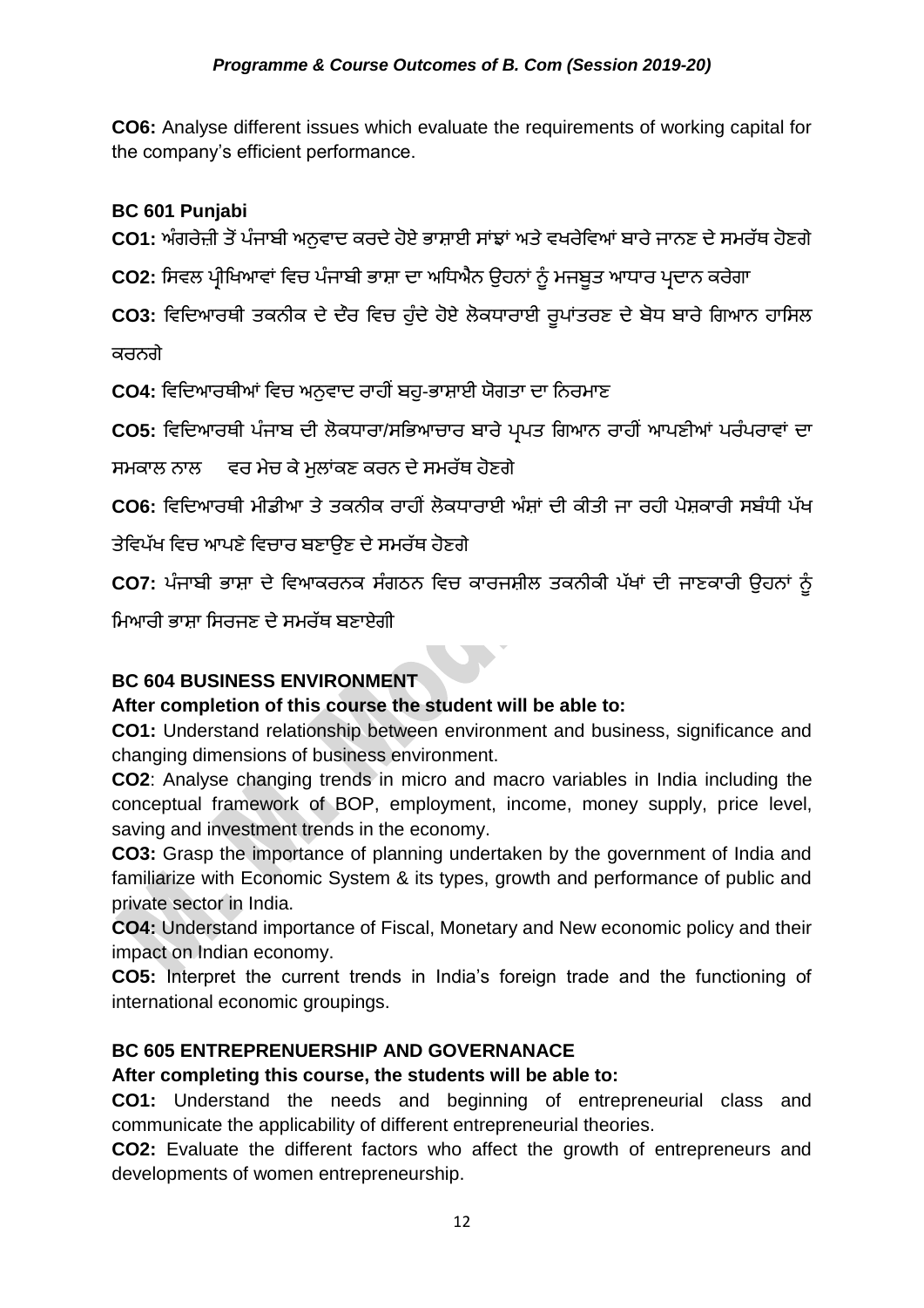**CO6:** Analyse different issues which evaluate the requirements of working capital for the company's efficient performance.

### BC 601 Punjabi

**CO1:** ਅੰਗਰੇਜ਼ੀ ਤੋਂ ਪੰਜਾਬੀ ਅਨੁਵਾਦ ਕਰਦੇ ਹੋਏ ਭਾਸ਼ਾਈ ਸਾਂਝਾਂ ਅਤੇ ਵਖਰੇਵਿਆਂ ਬਾਰੇ ਜਾਨਣ ਦੇ ਸਮਰੱਥ ਹੋਣਗੇ

**CO2:** ਸਿਵਲ ਪ੍ਰੀਖਿਆਵਾਂ ਵਿਚ ਪੰਜਾਬੀ ਭਾਸ਼ਾ ਦਾ ਅਧਿਐਨ ਉਹਨਾਂ ਨੂੰ ਮਜਬੂਤ ਆਧਾਰ ਪ੍ਰਦਾਨ ਕਰੇਗਾ

**CO3:** ਵਿਦਿਆਰਥੀ ਤਕਨੀਕ ਦੇ ਦੌਰ ਵਿਚ ਹੁੰਦੇ ਹੋਏ ਲੋਕਧਾਰਾਈ ਰੂਪਾਂਤਰਣ ਦੇ ਬੋਧ ਬਾਰੇ ਗਿਆਨ ਹਾਸਿਲ ਕਰਨਗੇ

**CO4:** ਵਿਦਿਆਰਥੀਆਂ ਵਿਚ ਅਨੁਵਾਦ ਰਾਹੀਂ ਬਹੁ-ਭਾਸ਼ਾਈ ਯੋਗਤਾ ਦਾ ਨਿਰਮਾਣ

**CO5:** ਵਿਦਿਆਰਥੀ ਪੰਜਾਬ ਦੀ ਲੋਕਧਾਰਾ/ਸਭਿਆਚਾਰ ਬਾਰੇ ਪ੍ਰਪਤ ਗਿਆਨ ਰਾਹੀਂ ਆਪਣੀਆਂ ਪਰੰਪਰਾਵਾਂ ਦਾ ਸਮਕਾਲ ਨਾਲ ਵਰ ਮੇਚ ਕੇ ਮੁਲਾਂਕਣ ਕਰਨ ਦੇ ਸਮਰੱਥ ਹੋਣਗੇ

**CO6:** ਵਿਦਿਆਰਥੀ ਮੀਡੀਆ ਤੇ ਤਕਨੀਕ ਰਾਹੀਂ ਲੋਕਧਾਰਾਈ ਅੰਸ਼ਾਂ ਦੀ ਕੀਤੀ ਜਾ ਰਹੀ ਪੇਸ਼ਕਾਰੀ ਸਬੰਧੀ ਪੱਖ ਤੇਵਿਪੱਖ ਵਿਚ ਆਪਣੇ ਵਿਚਾਰ ਬਣਾਉਣ ਦੇ ਸਮਰੱਥ ਹੋਣਗੇ

**CO7:** ਪੰਜਾਬੀ ਭਾਸ਼ਾ ਦੇ ਵਿਆਕਰਨਕ ਸੰਗਠਨ ਵਿਚ ਕਾਰਜਸ਼ੀਲ ਤਕਨੀਕੀ ਪੱਖਾਂ ਦੀ ਜਾਣਕਾਰੀ ਉਹਨਾਂ ਨੂੰ ਮਿਆਰੀ ਭਾਸ਼ਾ ਸਿਰਜਣ ਦੇ ਸਮਰੱਥ ਬਣਾਏਗੀ

### BC 604 BUSINESS ENVIRONMENT

**After completion of this course the student will be able to:**

**CO1:** Understand relationship between environment and business, significance and changing dimensions of business environment.

**CO2**: Analyse changing trends in micro and macro variables in India including the conceptual framework of BOP, employment, income, money supply, price level, saving and investment trends in the economy.

**CO3:** Grasp the importance of planning undertaken by the government of India and familiarize with Economic System & its types, growth and performance of public and private sector in India.

**CO4:** Understand importance of Fiscal, Monetary and New economic policy and their impact on Indian economy.

**CO5:** Interpret the current trends in India's foreign trade and the functioning of international economic groupings.

### BC 605 ENTREPRENUERSHIP AND GOVERNANACE

**After completing this course, the students will be able to:**

**CO1:** Understand the needs and beginning of entrepreneurial class and communicate the applicability of different entrepreneurial theories.

**CO2:** Evaluate the different factors who affect the growth of entrepreneurs and developments of women entrepreneurship.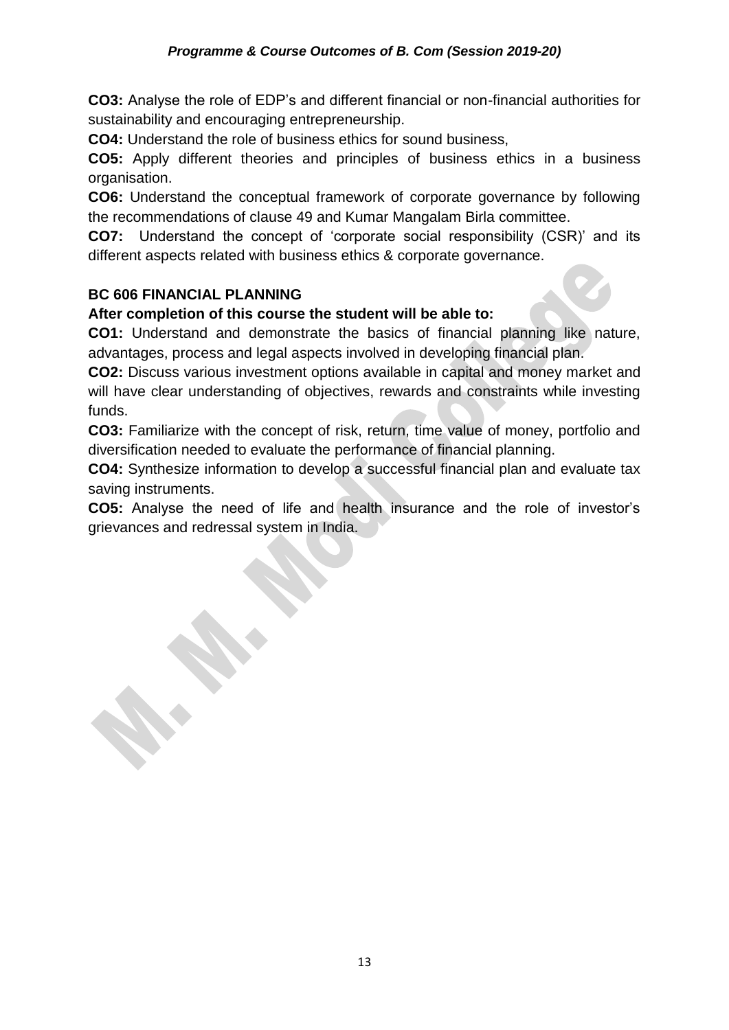**CO3:** Analyse the role of EDP's and different financial or non-financial authorities for sustainability and encouraging entrepreneurship.

**CO4:** Understand the role of business ethics for sound business,

**CO5:** Apply different theories and principles of business ethics in a business organisation.

**CO6:** Understand the conceptual framework of corporate governance by following the recommendations of clause 49 and Kumar Mangalam Birla committee.

**CO7:** Understand the concept of 'corporate social responsibility (CSR)' and its different aspects related with business ethics & corporate governance.

**BC 606 FINANCIAL PLANNING**

**After completion of this course the student will be able to:**

**CO1:** Understand and demonstrate the basics of financial planning like nature, advantages, process and legal aspects involved in developing financial plan.

**CO2:** Discuss various investment options available in capital and money market and will have clear understanding of objectives, rewards and constraints while investing funds.

**CO3:** Familiarize with the concept of risk, return, time value of money, portfolio and diversification needed to evaluate the performance of financial planning.

**CO4:** Synthesize information to develop a successful financial plan and evaluate tax saving instruments.

**CO5:** Analyse the need of life and health insurance and the role of investor's grievances and redressal system in India.